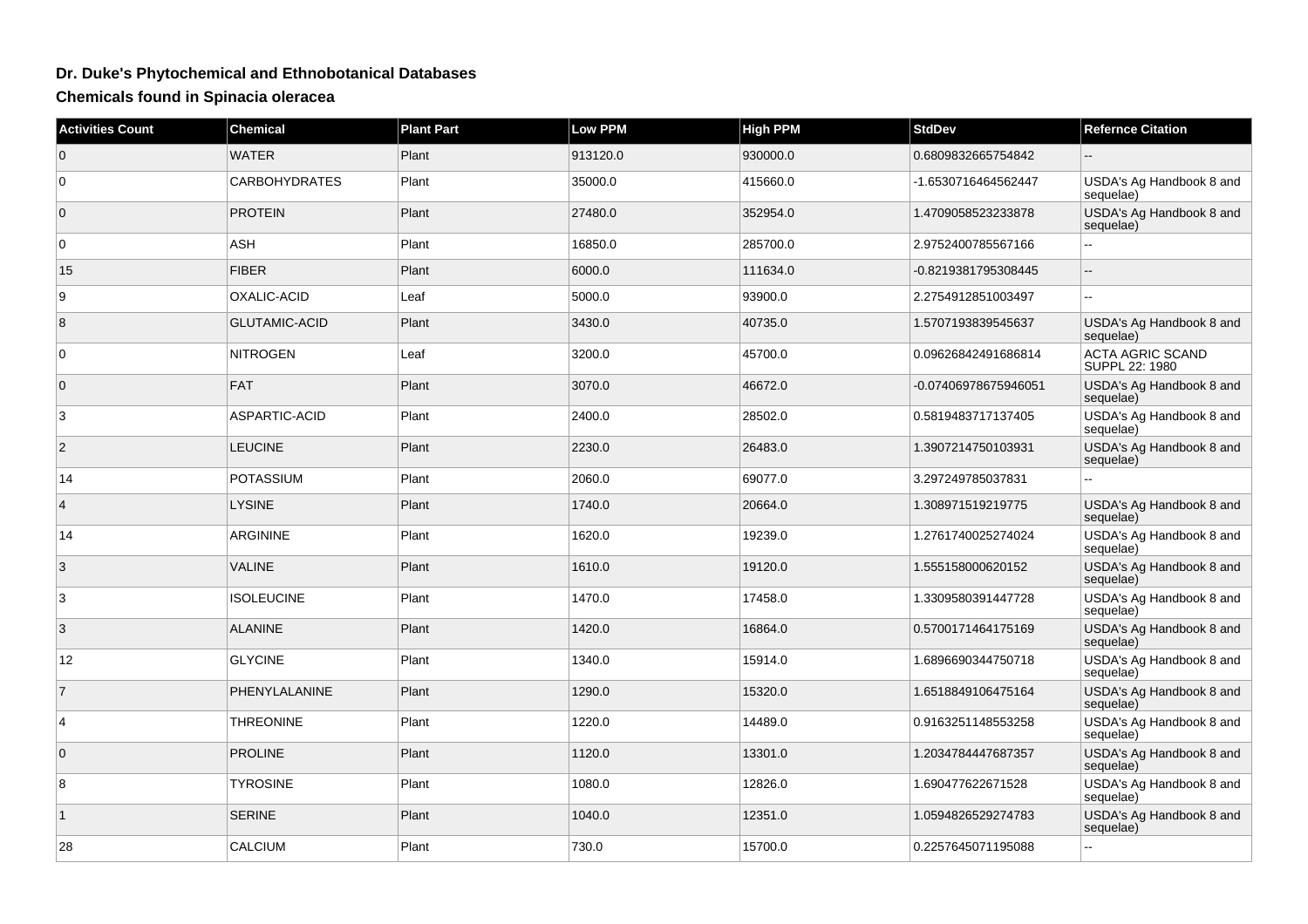# Dr. Duke's Phytochemical and Ethnobotanical Databases

## Chemicals found in Spinacia oleracea

| Activities Count | Chemical | Plant Part | Low PPM | High PPM | StdDev | Refernce Citation |
|---|---|---|---|---|---|---|
| 0 | WATER | Plant | 913120.0 | 930000.0 | 0.6809832665754842 | -- |
| 0 | CARBOHYDRATES | Plant | 35000.0 | 415660.0 | -1.6530716464562447 | USDA's Ag Handbook 8 and sequelae) |
| 0 | PROTEIN | Plant | 27480.0 | 352954.0 | 1.4709058523233878 | USDA's Ag Handbook 8 and sequelae) |
| 0 | ASH | Plant | 16850.0 | 285700.0 | 2.9752400785567166 | -- |
| 15 | FIBER | Plant | 6000.0 | 111634.0 | -0.8219381795308445 | -- |
| 9 | OXALIC-ACID | Leaf | 5000.0 | 93900.0 | 2.2754912851003497 | -- |
| 8 | GLUTAMIC-ACID | Plant | 3430.0 | 40735.0 | 1.5707193839545637 | USDA's Ag Handbook 8 and sequelae) |
| 0 | NITROGEN | Leaf | 3200.0 | 45700.0 | 0.09626842491686814 | ACTA AGRIC SCAND SUPPL 22: 1980 |
| 0 | FAT | Plant | 3070.0 | 46672.0 | -0.07406978675946051 | USDA's Ag Handbook 8 and sequelae) |
| 3 | ASPARTIC-ACID | Plant | 2400.0 | 28502.0 | 0.5819483717137405 | USDA's Ag Handbook 8 and sequelae) |
| 2 | LEUCINE | Plant | 2230.0 | 26483.0 | 1.3907214750103931 | USDA's Ag Handbook 8 and sequelae) |
| 14 | POTASSIUM | Plant | 2060.0 | 69077.0 | 3.297249785037831 | -- |
| 4 | LYSINE | Plant | 1740.0 | 20664.0 | 1.308971519219775 | USDA's Ag Handbook 8 and sequelae) |
| 14 | ARGININE | Plant | 1620.0 | 19239.0 | 1.2761740025274024 | USDA's Ag Handbook 8 and sequelae) |
| 3 | VALINE | Plant | 1610.0 | 19120.0 | 1.555158000620152 | USDA's Ag Handbook 8 and sequelae) |
| 3 | ISOLEUCINE | Plant | 1470.0 | 17458.0 | 1.3309580391447728 | USDA's Ag Handbook 8 and sequelae) |
| 3 | ALANINE | Plant | 1420.0 | 16864.0 | 0.5700171464175169 | USDA's Ag Handbook 8 and sequelae) |
| 12 | GLYCINE | Plant | 1340.0 | 15914.0 | 1.6896690344750718 | USDA's Ag Handbook 8 and sequelae) |
| 7 | PHENYLALANINE | Plant | 1290.0 | 15320.0 | 1.6518849106475164 | USDA's Ag Handbook 8 and sequelae) |
| 4 | THREONINE | Plant | 1220.0 | 14489.0 | 0.9163251148553258 | USDA's Ag Handbook 8 and sequelae) |
| 0 | PROLINE | Plant | 1120.0 | 13301.0 | 1.2034784447687357 | USDA's Ag Handbook 8 and sequelae) |
| 8 | TYROSINE | Plant | 1080.0 | 12826.0 | 1.690477622671528 | USDA's Ag Handbook 8 and sequelae) |
| 1 | SERINE | Plant | 1040.0 | 12351.0 | 1.0594826529274783 | USDA's Ag Handbook 8 and sequelae) |
| 28 | CALCIUM | Plant | 730.0 | 15700.0 | 0.2257645071195088 | -- |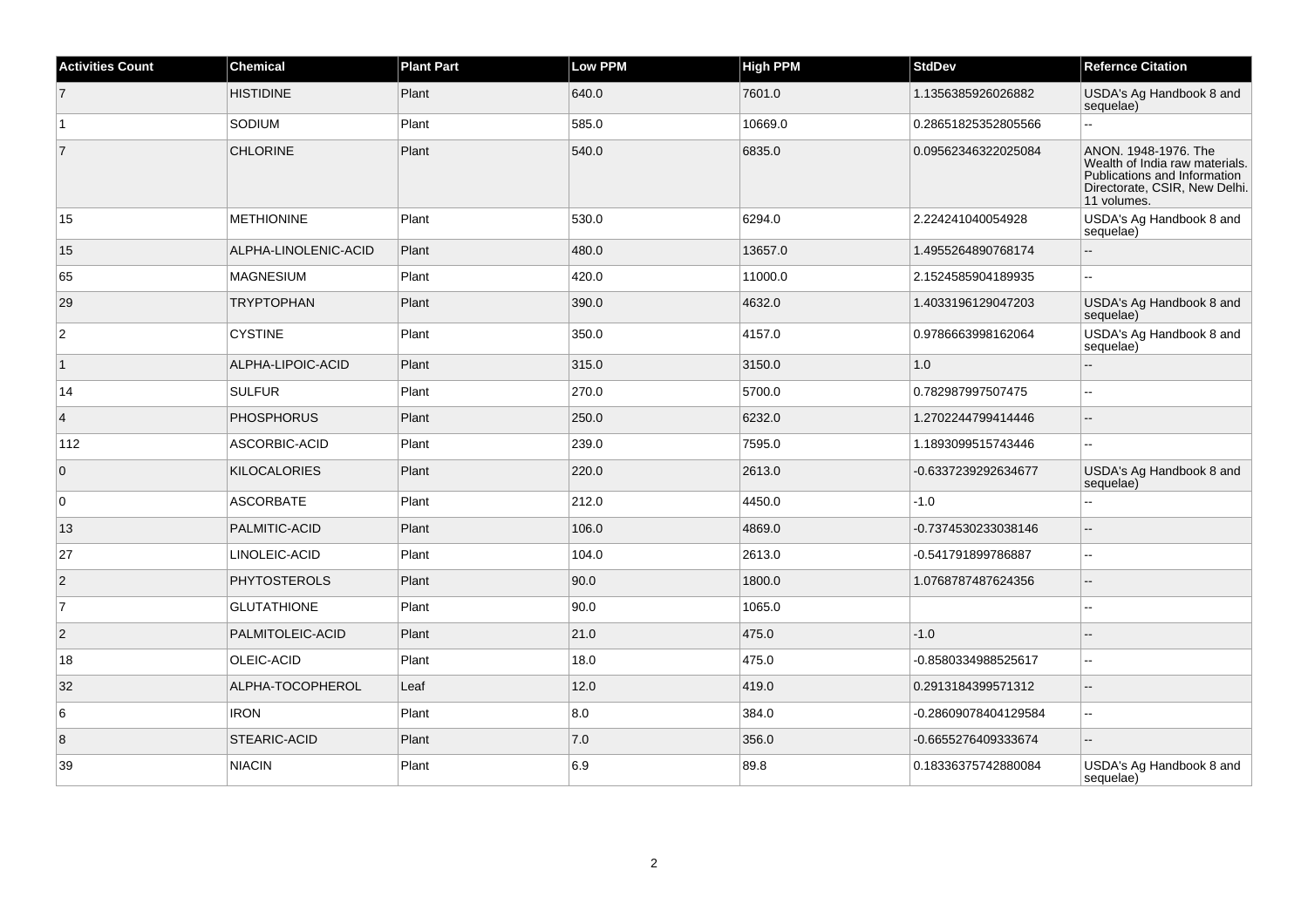| Activities Count | Chemical | Plant Part | Low PPM | High PPM | StdDev | Refernce Citation |
| --- | --- | --- | --- | --- | --- | --- |
| 7 | HISTIDINE | Plant | 640.0 | 7601.0 | 1.1356385926026882 | USDA's Ag Handbook 8 and sequelae) |
| 1 | SODIUM | Plant | 585.0 | 10669.0 | 0.28651825352805566 | -- |
| 7 | CHLORINE | Plant | 540.0 | 6835.0 | 0.09562346322025084 | ANON. 1948-1976. The Wealth of India raw materials. Publications and Information Directorate, CSIR, New Delhi. 11 volumes. |
| 15 | METHIONINE | Plant | 530.0 | 6294.0 | 2.224241040054928 | USDA's Ag Handbook 8 and sequelae) |
| 15 | ALPHA-LINOLENIC-ACID | Plant | 480.0 | 13657.0 | 1.4955264890768174 | -- |
| 65 | MAGNESIUM | Plant | 420.0 | 11000.0 | 2.1524585904189935 | -- |
| 29 | TRYPTOPHAN | Plant | 390.0 | 4632.0 | 1.4033196129047203 | USDA's Ag Handbook 8 and sequelae) |
| 2 | CYSTINE | Plant | 350.0 | 4157.0 | 0.9786663998162064 | USDA's Ag Handbook 8 and sequelae) |
| 1 | ALPHA-LIPOIC-ACID | Plant | 315.0 | 3150.0 | 1.0 | -- |
| 14 | SULFUR | Plant | 270.0 | 5700.0 | 0.782987997507475 | -- |
| 4 | PHOSPHORUS | Plant | 250.0 | 6232.0 | 1.2702244799414446 | -- |
| 112 | ASCORBIC-ACID | Plant | 239.0 | 7595.0 | 1.1893099515743446 | -- |
| 0 | KILOCALORIES | Plant | 220.0 | 2613.0 | -0.6337239292634677 | USDA's Ag Handbook 8 and sequelae) |
| 0 | ASCORBATE | Plant | 212.0 | 4450.0 | -1.0 | -- |
| 13 | PALMITIC-ACID | Plant | 106.0 | 4869.0 | -0.7374530233038146 | -- |
| 27 | LINOLEIC-ACID | Plant | 104.0 | 2613.0 | -0.541791899786887 | -- |
| 2 | PHYTOSTEROLS | Plant | 90.0 | 1800.0 | 1.0768787487624356 | -- |
| 7 | GLUTATHIONE | Plant | 90.0 | 1065.0 | | -- |
| 2 | PALMITOLEIC-ACID | Plant | 21.0 | 475.0 | -1.0 | -- |
| 18 | OLEIC-ACID | Plant | 18.0 | 475.0 | -0.8580334988525617 | -- |
| 32 | ALPHA-TOCOPHEROL | Leaf | 12.0 | 419.0 | 0.2913184399571312 | -- |
| 6 | IRON | Plant | 8.0 | 384.0 | -0.28609078404129584 | -- |
| 8 | STEARIC-ACID | Plant | 7.0 | 356.0 | -0.6655276409333674 | -- |
| 39 | NIACIN | Plant | 6.9 | 89.8 | 0.18336375742880084 | USDA's Ag Handbook 8 and sequelae) |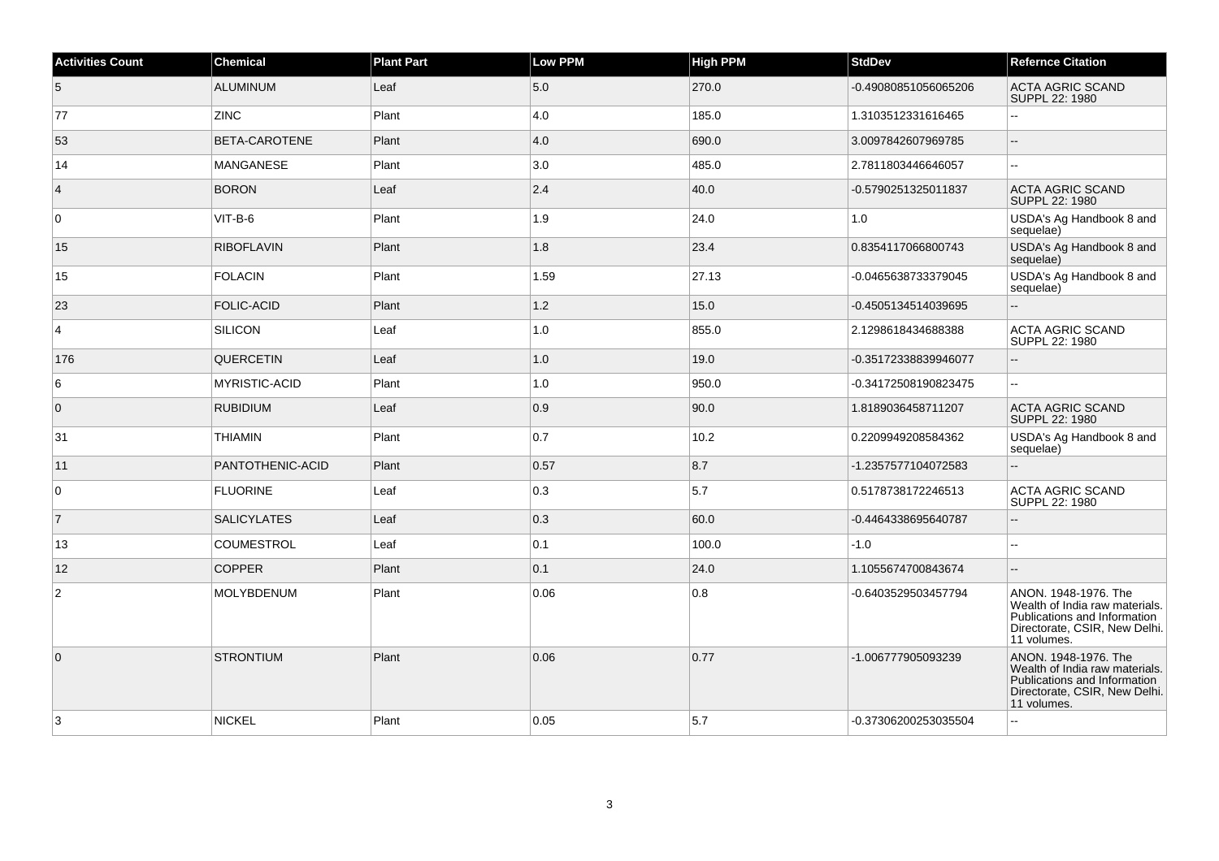| Activities Count | Chemical | Plant Part | Low PPM | High PPM | StdDev | Refernce Citation |
| --- | --- | --- | --- | --- | --- | --- |
| 5 | ALUMINUM | Leaf | 5.0 | 270.0 | -0.49080851056065206 | ACTA AGRIC SCAND SUPPL 22: 1980 |
| 77 | ZINC | Plant | 4.0 | 185.0 | 1.3103512331616465 | -- |
| 53 | BETA-CAROTENE | Plant | 4.0 | 690.0 | 3.0097842607969785 | -- |
| 14 | MANGANESE | Plant | 3.0 | 485.0 | 2.7811803446646057 | -- |
| 4 | BORON | Leaf | 2.4 | 40.0 | -0.5790251325011837 | ACTA AGRIC SCAND SUPPL 22: 1980 |
| 0 | VIT-B-6 | Plant | 1.9 | 24.0 | 1.0 | USDA's Ag Handbook 8 and sequelae) |
| 15 | RIBOFLAVIN | Plant | 1.8 | 23.4 | 0.8354117066800743 | USDA's Ag Handbook 8 and sequelae) |
| 15 | FOLACIN | Plant | 1.59 | 27.13 | -0.0465638733379045 | USDA's Ag Handbook 8 and sequelae) |
| 23 | FOLIC-ACID | Plant | 1.2 | 15.0 | -0.4505134514039695 | -- |
| 4 | SILICON | Leaf | 1.0 | 855.0 | 2.1298618434688388 | ACTA AGRIC SCAND SUPPL 22: 1980 |
| 176 | QUERCETIN | Leaf | 1.0 | 19.0 | -0.35172338839946077 | -- |
| 6 | MYRISTIC-ACID | Plant | 1.0 | 950.0 | -0.34172508190823475 | -- |
| 0 | RUBIDIUM | Leaf | 0.9 | 90.0 | 1.8189036458711207 | ACTA AGRIC SCAND SUPPL 22: 1980 |
| 31 | THIAMIN | Plant | 0.7 | 10.2 | 0.2209949208584362 | USDA's Ag Handbook 8 and sequelae) |
| 11 | PANTOTHENIC-ACID | Plant | 0.57 | 8.7 | -1.2357577104072583 | -- |
| 0 | FLUORINE | Leaf | 0.3 | 5.7 | 0.5178738172246513 | ACTA AGRIC SCAND SUPPL 22: 1980 |
| 7 | SALICYLATES | Leaf | 0.3 | 60.0 | -0.4464338695640787 | -- |
| 13 | COUMESTROL | Leaf | 0.1 | 100.0 | -1.0 | -- |
| 12 | COPPER | Plant | 0.1 | 24.0 | 1.1055674700843674 | -- |
| 2 | MOLYBDENUM | Plant | 0.06 | 0.8 | -0.6403529503457794 | ANON. 1948-1976. The Wealth of India raw materials. Publications and Information Directorate, CSIR, New Delhi. 11 volumes. |
| 0 | STRONTIUM | Plant | 0.06 | 0.77 | -1.006777905093239 | ANON. 1948-1976. The Wealth of India raw materials. Publications and Information Directorate, CSIR, New Delhi. 11 volumes. |
| 3 | NICKEL | Plant | 0.05 | 5.7 | -0.37306200253035504 | -- |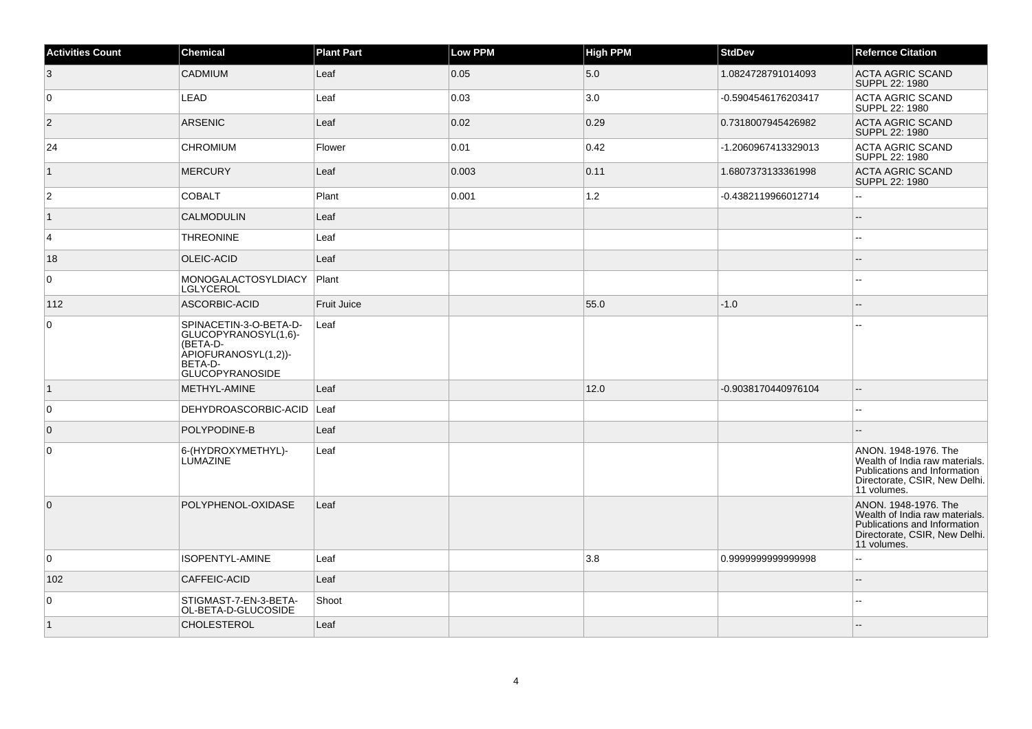| Activities Count | Chemical | Plant Part | Low PPM | High PPM | StdDev | Refernce Citation |
|---|---|---|---|---|---|---|
| 3 | CADMIUM | Leaf | 0.05 | 5.0 | 1.0824728791014093 | ACTA AGRIC SCAND SUPPL 22: 1980 |
| 0 | LEAD | Leaf | 0.03 | 3.0 | -0.5904546176203417 | ACTA AGRIC SCAND SUPPL 22: 1980 |
| 2 | ARSENIC | Leaf | 0.02 | 0.29 | 0.7318007945426982 | ACTA AGRIC SCAND SUPPL 22: 1980 |
| 24 | CHROMIUM | Flower | 0.01 | 0.42 | -1.2060967413329013 | ACTA AGRIC SCAND SUPPL 22: 1980 |
| 1 | MERCURY | Leaf | 0.003 | 0.11 | 1.6807373133361998 | ACTA AGRIC SCAND SUPPL 22: 1980 |
| 2 | COBALT | Plant | 0.001 | 1.2 | -0.4382119966012714 | -- |
| 1 | CALMODULIN | Leaf | | | | -- |
| 4 | THREONINE | Leaf | | | | -- |
| 18 | OLEIC-ACID | Leaf | | | | -- |
| 0 | MONOGALACTOSYLDIACYLGLYCEROL | Plant | | | | -- |
| 112 | ASCORBIC-ACID | Fruit Juice | | 55.0 | -1.0 | -- |
| 0 | SPINACETIN-3-O-BETA-D-GLUCOPYRANOSYL(1,6)-(BETA-D-APIOFURANOSYL(1,2))-BETA-D-GLUCOPYRANOSIDE | Leaf | | | | -- |
| 1 | METHYL-AMINE | Leaf | | 12.0 | -0.9038170440976104 | -- |
| 0 | DEHYDROASCORBIC-ACID | Leaf | | | | -- |
| 0 | POLYPODINE-B | Leaf | | | | -- |
| 0 | 6-(HYDROXYMETHYL)-LUMAZINE | Leaf | | | | ANON. 1948-1976. The Wealth of India raw materials. Publications and Information Directorate, CSIR, New Delhi. 11 volumes. |
| 0 | POLYPHENOL-OXIDASE | Leaf | | | | ANON. 1948-1976. The Wealth of India raw materials. Publications and Information Directorate, CSIR, New Delhi. 11 volumes. |
| 0 | ISOPENTYL-AMINE | Leaf | | 3.8 | 0.9999999999999998 | -- |
| 102 | CAFFEIC-ACID | Leaf | | | | -- |
| 0 | STIGMAST-7-EN-3-BETA-OL-BETA-D-GLUCOSIDE | Shoot | | | | -- |
| 1 | CHOLESTEROL | Leaf | | | | -- |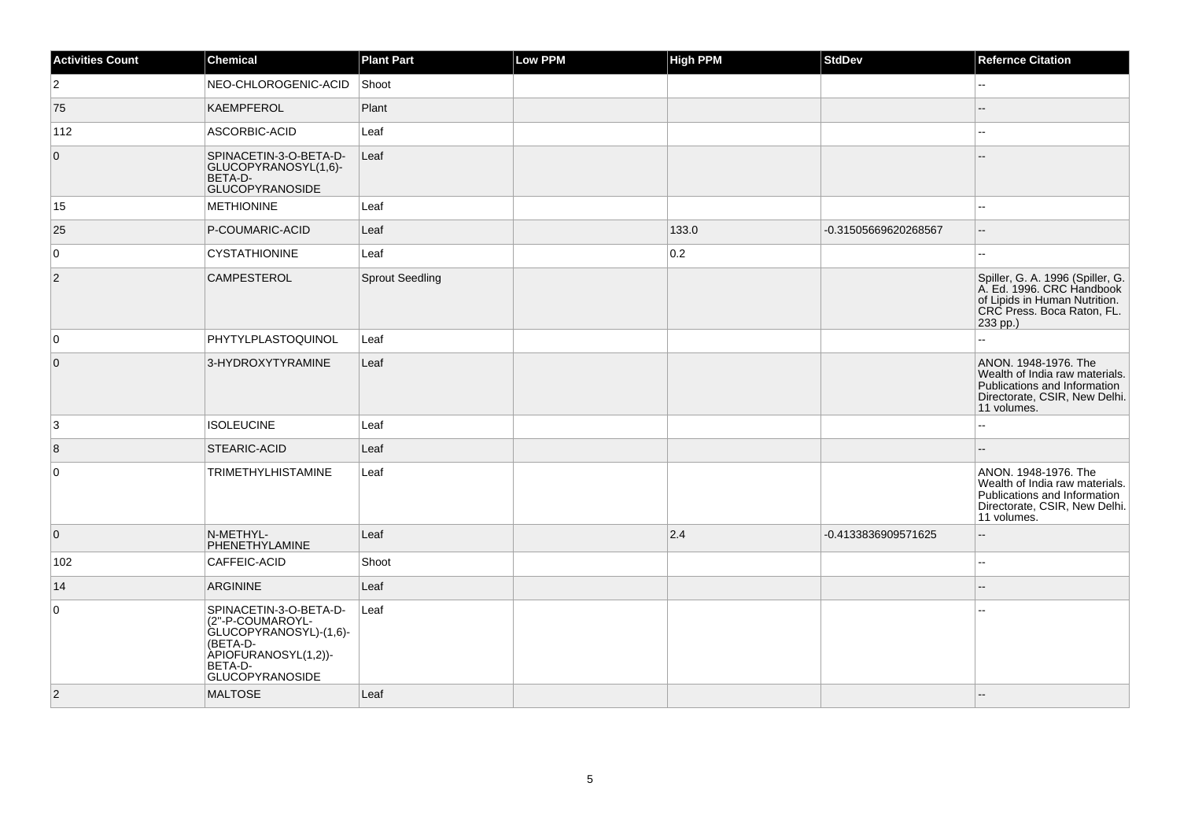| Activities Count | Chemical | Plant Part | Low PPM | High PPM | StdDev | Refernce Citation |
| --- | --- | --- | --- | --- | --- | --- |
| 2 | NEO-CHLOROGENIC-ACID | Shoot | | | | -- |
| 75 | KAEMPFEROL | Plant | | | | -- |
| 112 | ASCORBIC-ACID | Leaf | | | | -- |
| 0 | SPINACETIN-3-O-BETA-D-GLUCOPYRANOSYL(1,6)-BETA-D-GLUCOPYRANOSIDE | Leaf | | | | -- |
| 15 | METHIONINE | Leaf | | | | -- |
| 25 | P-COUMARIC-ACID | Leaf | | 133.0 | -0.31505669620268567 | -- |
| 0 | CYSTATHIONINE | Leaf | | 0.2 | | -- |
| 2 | CAMPESTEROL | Sprout Seedling | | | | Spiller, G. A. 1996 (Spiller, G. A. Ed. 1996. CRC Handbook of Lipids in Human Nutrition. CRC Press. Boca Raton, FL. 233 pp.) |
| 0 | PHYTYLPLASTOQUINOL | Leaf | | | | -- |
| 0 | 3-HYDROXYTYRAMINE | Leaf | | | | ANON. 1948-1976. The Wealth of India raw materials. Publications and Information Directorate, CSIR, New Delhi. 11 volumes. |
| 3 | ISOLEUCINE | Leaf | | | | -- |
| 8 | STEARIC-ACID | Leaf | | | | -- |
| 0 | TRIMETHYLHISTAMINE | Leaf | | | | ANON. 1948-1976. The Wealth of India raw materials. Publications and Information Directorate, CSIR, New Delhi. 11 volumes. |
| 0 | N-METHYL-PHENETHYLAMINE | Leaf | | 2.4 | -0.4133836909571625 | -- |
| 102 | CAFFEIC-ACID | Shoot | | | | -- |
| 14 | ARGININE | Leaf | | | | -- |
| 0 | SPINACETIN-3-O-BETA-D-(2''-P-COUMAROYL-GLUCOPYRANOSYL)-(1,6)-(BETA-D-APIOFURANOSYL(1,2))-BETA-D-GLUCOPYRANOSIDE | Leaf | | | | -- |
| 2 | MALTOSE | Leaf | | | | -- |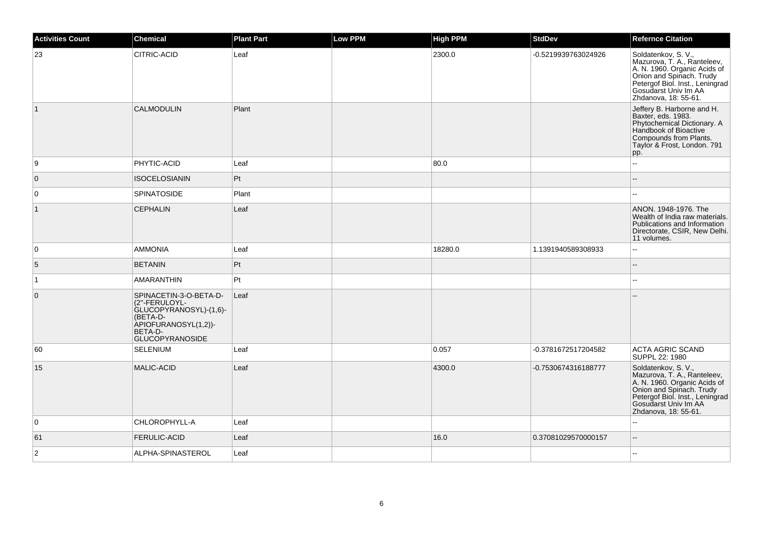| Activities Count | Chemical | Plant Part | Low PPM | High PPM | StdDev | Refernce Citation |
|---|---|---|---|---|---|---|
| 23 | CITRIC-ACID | Leaf | | 2300.0 | -0.5219939763024926 | Soldatenkov, S. V., Mazurova, T. A., Ranteleev, A. N. 1960. Organic Acids of Onion and Spinach. Trudy Petergof Biol. Inst., Leningrad Gosudarst Univ Im AA Zhdanova, 18: 55-61. |
| 1 | CALMODULIN | Plant | | | | Jeffery B. Harborne and H. Baxter, eds. 1983. Phytochemical Dictionary. A Handbook of Bioactive Compounds from Plants. Taylor & Frost, London. 791 pp. |
| 9 | PHYTIC-ACID | Leaf | | 80.0 | | -- |
| 0 | ISOCELOSIANIN | Pt | | | | -- |
| 0 | SPINATOSIDE | Plant | | | | -- |
| 1 | CEPHALIN | Leaf | | | | ANON. 1948-1976. The Wealth of India raw materials. Publications and Information Directorate, CSIR, New Delhi. 11 volumes. |
| 0 | AMMONIA | Leaf | | 18280.0 | 1.1391940589308933 | -- |
| 5 | BETANIN | Pt | | | | -- |
| 1 | AMARANTHIN | Pt | | | | -- |
| 0 | SPINACETIN-3-O-BETA-D-(2''-FERULOYL-GLUCOPYRANOSYL)-(1,6)-(BETA-D-APIOFURANOSYL(1,2))-BETA-D-GLUCOPYRANOSIDE | Leaf | | | | -- |
| 60 | SELENIUM | Leaf | | 0.057 | -0.3781672517204582 | ACTA AGRIC SCAND SUPPL 22: 1980 |
| 15 | MALIC-ACID | Leaf | | 4300.0 | -0.7530674316188777 | Soldatenkov, S. V., Mazurova, T. A., Ranteleev, A. N. 1960. Organic Acids of Onion and Spinach. Trudy Petergof Biol. Inst., Leningrad Gosudarst Univ Im AA Zhdanova, 18: 55-61. |
| 0 | CHLOROPHYLL-A | Leaf | | | | -- |
| 61 | FERULIC-ACID | Leaf | | 16.0 | 0.37081029570000157 | -- |
| 2 | ALPHA-SPINASTEROL | Leaf | | | | -- |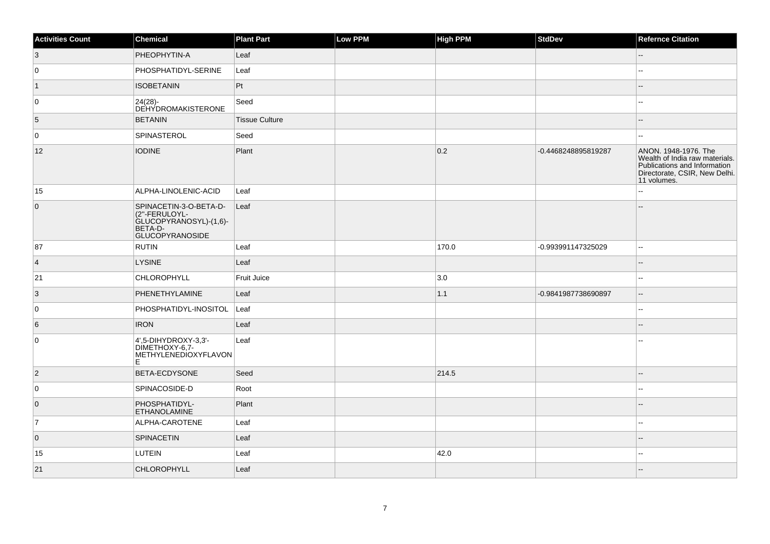| Activities Count | Chemical | Plant Part | Low PPM | High PPM | StdDev | Refernce Citation |
|---|---|---|---|---|---|---|
| 3 | PHEOPHYTIN-A | Leaf | | | | -- |
| 0 | PHOSPHATIDYL-SERINE | Leaf | | | | -- |
| 1 | ISOBETANIN | Pt | | | | -- |
| 0 | 24(28)-DEHYDROMAKISTERONE | Seed | | | | -- |
| 5 | BETANIN | Tissue Culture | | | | -- |
| 0 | SPINASTEROL | Seed | | | | -- |
| 12 | IODINE | Plant | | 0.2 | -0.4468248895819287 | ANON. 1948-1976. The Wealth of India raw materials. Publications and Information Directorate, CSIR, New Delhi. 11 volumes. |
| 15 | ALPHA-LINOLENIC-ACID | Leaf | | | | -- |
| 0 | SPINACETIN-3-O-BETA-D-(2''-FERULOYL-GLUCOPYRANOSYL)-(1,6)-BETA-D-GLUCOPYRANOSIDE | Leaf | | | | -- |
| 87 | RUTIN | Leaf | | 170.0 | -0.993991147325029 | -- |
| 4 | LYSINE | Leaf | | | | -- |
| 21 | CHLOROPHYLL | Fruit Juice | | 3.0 | | -- |
| 3 | PHENETHYLAMINE | Leaf | | 1.1 | -0.9841987738690897 | -- |
| 0 | PHOSPHATIDYL-INOSITOL | Leaf | | | | -- |
| 6 | IRON | Leaf | | | | -- |
| 0 | 4',5-DIHYDROXY-3,3'-DIMETHOXY-6,7-METHYLENEDIOXYFLAVONE | Leaf | | | | -- |
| 2 | BETA-ECDYSONE | Seed | | 214.5 | | -- |
| 0 | SPINACOSIDE-D | Root | | | | -- |
| 0 | PHOSPHATIDYL-ETHANOLAMINE | Plant | | | | -- |
| 7 | ALPHA-CAROTENE | Leaf | | | | -- |
| 0 | SPINACETIN | Leaf | | | | -- |
| 15 | LUTEIN | Leaf | | 42.0 | | -- |
| 21 | CHLOROPHYLL | Leaf | | | | -- |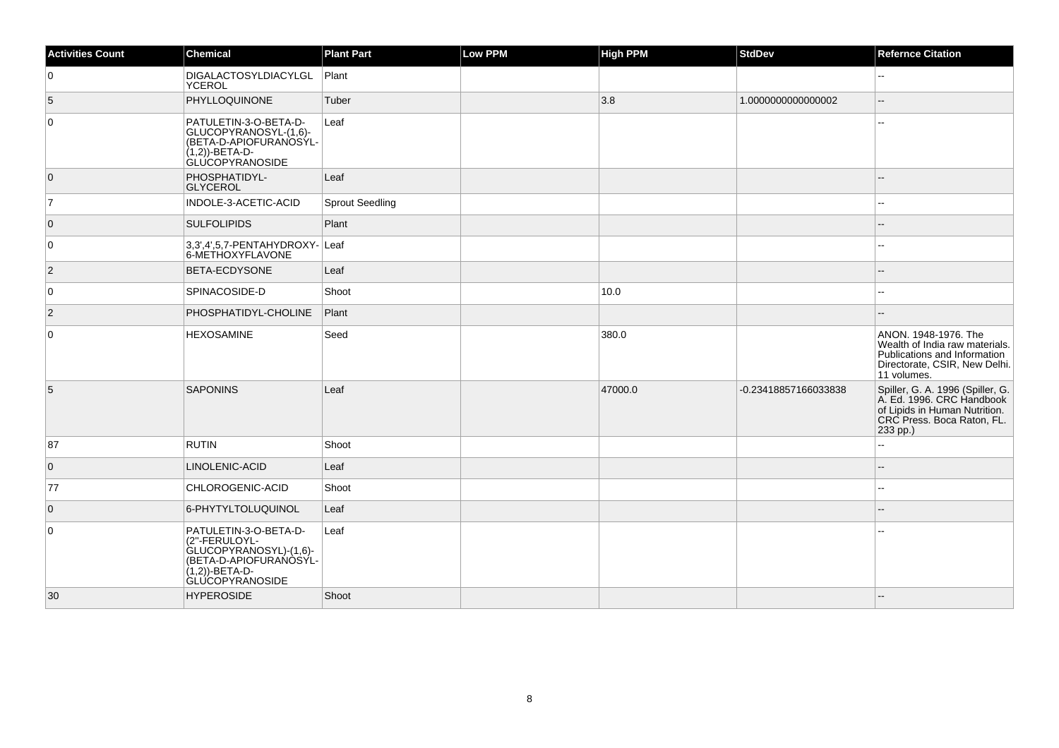| Activities Count | Chemical | Plant Part | Low PPM | High PPM | StdDev | Refernce Citation |
| --- | --- | --- | --- | --- | --- | --- |
| 0 | DIGALACTOSYLDIACYLGLYCEROL | Plant | | | | -- |
| 5 | PHYLLOQUINONE | Tuber | | 3.8 | 1.0000000000000002 | -- |
| 0 | PATULETIN-3-O-BETA-D-GLUCOPYRANOSYL-(1,6)-(BETA-D-APIOFURANOSYL-(1,2))-BETA-D-GLUCOPYRANOSIDE | Leaf | | | | -- |
| 0 | PHOSPHATIDYL-GLYCEROL | Leaf | | | | -- |
| 7 | INDOLE-3-ACETIC-ACID | Sprout Seedling | | | | -- |
| 0 | SULFOLIPIDS | Plant | | | | -- |
| 0 | 3,3',4',5,7-PENTAHYDROXY-6-METHOXYFLAVONE | Leaf | | | | -- |
| 2 | BETA-ECDYSONE | Leaf | | | | -- |
| 0 | SPINACOSIDE-D | Shoot | | 10.0 | | -- |
| 2 | PHOSPHATIDYL-CHOLINE | Plant | | | | -- |
| 0 | HEXOSAMINE | Seed | | 380.0 | | ANON. 1948-1976. The Wealth of India raw materials. Publications and Information Directorate, CSIR, New Delhi. 11 volumes. |
| 5 | SAPONINS | Leaf | | 47000.0 | -0.23418857166033838 | Spiller, G. A. 1996 (Spiller, G. A. Ed. 1996. CRC Handbook of Lipids in Human Nutrition. CRC Press. Boca Raton, FL. 233 pp.) |
| 87 | RUTIN | Shoot | | | | -- |
| 0 | LINOLENIC-ACID | Leaf | | | | -- |
| 77 | CHLOROGENIC-ACID | Shoot | | | | -- |
| 0 | 6-PHYTYLTOLUQUINOL | Leaf | | | | -- |
| 0 | PATULETIN-3-O-BETA-D-(2''-FERULOYL-GLUCOPYRANOSYL)-(1,6)-(BETA-D-APIOFURANOSYL-(1,2))-BETA-D-GLUCOPYRANOSIDE | Leaf | | | | -- |
| 30 | HYPEROSIDE | Shoot | | | | -- |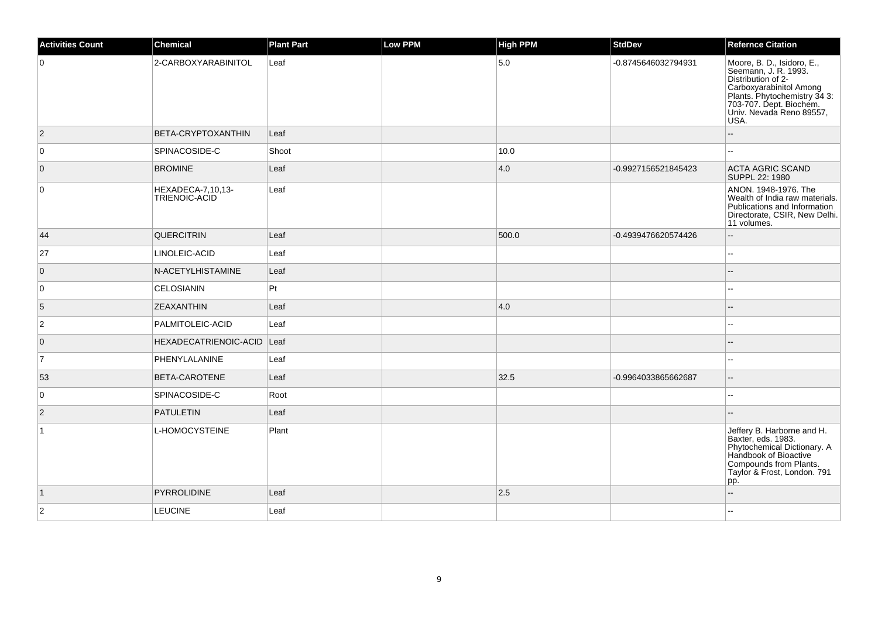| Activities Count | Chemical | Plant Part | Low PPM | High PPM | StdDev | Refernce Citation |
|---|---|---|---|---|---|---|
| 0 | 2-CARBOXYARABINITOL | Leaf | | 5.0 | -0.8745646032794931 | Moore, B. D., Isidoro, E., Seemann, J. R. 1993. Distribution of 2-Carboxyarabinitol Among Plants. Phytochemistry 34 3: 703-707. Dept. Biochem. Univ. Nevada Reno 89557, USA. |
| 2 | BETA-CRYPTOXANTHIN | Leaf | | | | -- |
| 0 | SPINACOSIDE-C | Shoot | | 10.0 | | -- |
| 0 | BROMINE | Leaf | | 4.0 | -0.9927156521845423 | ACTA AGRIC SCAND SUPPL 22: 1980 |
| 0 | HEXADECA-7,10,13-TRIENOIC-ACID | Leaf | | | | ANON. 1948-1976. The Wealth of India raw materials. Publications and Information Directorate, CSIR, New Delhi. 11 volumes. |
| 44 | QUERCITRIN | Leaf | | 500.0 | -0.4939476620574426 | -- |
| 27 | LINOLEIC-ACID | Leaf | | | | -- |
| 0 | N-ACETYLHISTAMINE | Leaf | | | | -- |
| 0 | CELOSIANIN | Pt | | | | -- |
| 5 | ZEAXANTHIN | Leaf | | 4.0 | | -- |
| 2 | PALMITOLEIC-ACID | Leaf | | | | -- |
| 0 | HEXADECATRIENOIC-ACID | Leaf | | | | -- |
| 7 | PHENYLALANINE | Leaf | | | | -- |
| 53 | BETA-CAROTENE | Leaf | | 32.5 | -0.9964033865662687 | -- |
| 0 | SPINACOSIDE-C | Root | | | | -- |
| 2 | PATULETIN | Leaf | | | | -- |
| 1 | L-HOMOCYSTEINE | Plant | | | | Jeffery B. Harborne and H. Baxter, eds. 1983. Phytochemical Dictionary. A Handbook of Bioactive Compounds from Plants. Taylor & Frost, London. 791 pp. |
| 1 | PYRROLIDINE | Leaf | | 2.5 | | -- |
| 2 | LEUCINE | Leaf | | | | -- |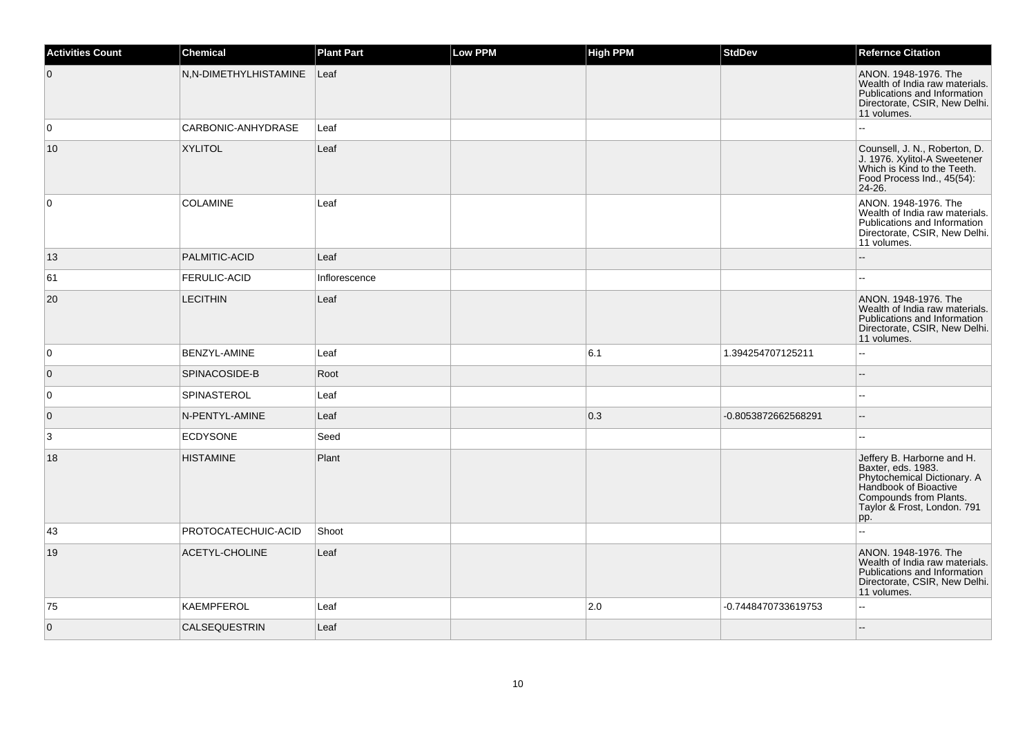| Activities Count | Chemical | Plant Part | Low PPM | High PPM | StdDev | Refernce Citation |
| --- | --- | --- | --- | --- | --- | --- |
| 0 | N,N-DIMETHYLHISTAMINE | Leaf | | | | ANON. 1948-1976. The Wealth of India raw materials. Publications and Information Directorate, CSIR, New Delhi. 11 volumes. |
| 0 | CARBONIC-ANHYDRASE | Leaf | | | | -- |
| 10 | XYLITOL | Leaf | | | | Counsell, J. N., Roberton, D. J. 1976. Xylitol-A Sweetener Which is Kind to the Teeth. Food Process Ind., 45(54): 24-26. |
| 0 | COLAMINE | Leaf | | | | ANON. 1948-1976. The Wealth of India raw materials. Publications and Information Directorate, CSIR, New Delhi. 11 volumes. |
| 13 | PALMITIC-ACID | Leaf | | | | -- |
| 61 | FERULIC-ACID | Inflorescence | | | | -- |
| 20 | LECITHIN | Leaf | | | | ANON. 1948-1976. The Wealth of India raw materials. Publications and Information Directorate, CSIR, New Delhi. 11 volumes. |
| 0 | BENZYL-AMINE | Leaf | | 6.1 | 1.394254707125211 | -- |
| 0 | SPINACOSIDE-B | Root | | | | -- |
| 0 | SPINASTEROL | Leaf | | | | -- |
| 0 | N-PENTYL-AMINE | Leaf | | 0.3 | -0.8053872662568291 | -- |
| 3 | ECDYSONE | Seed | | | | -- |
| 18 | HISTAMINE | Plant | | | | Jeffery B. Harborne and H. Baxter, eds. 1983. Phytochemical Dictionary. A Handbook of Bioactive Compounds from Plants. Taylor & Frost, London. 791 pp. |
| 43 | PROTOCATECHUIC-ACID | Shoot | | | | -- |
| 19 | ACETYL-CHOLINE | Leaf | | | | ANON. 1948-1976. The Wealth of India raw materials. Publications and Information Directorate, CSIR, New Delhi. 11 volumes. |
| 75 | KAEMPFEROL | Leaf | | 2.0 | -0.7448470733619753 | -- |
| 0 | CALSEQUESTRIN | Leaf | | | | -- |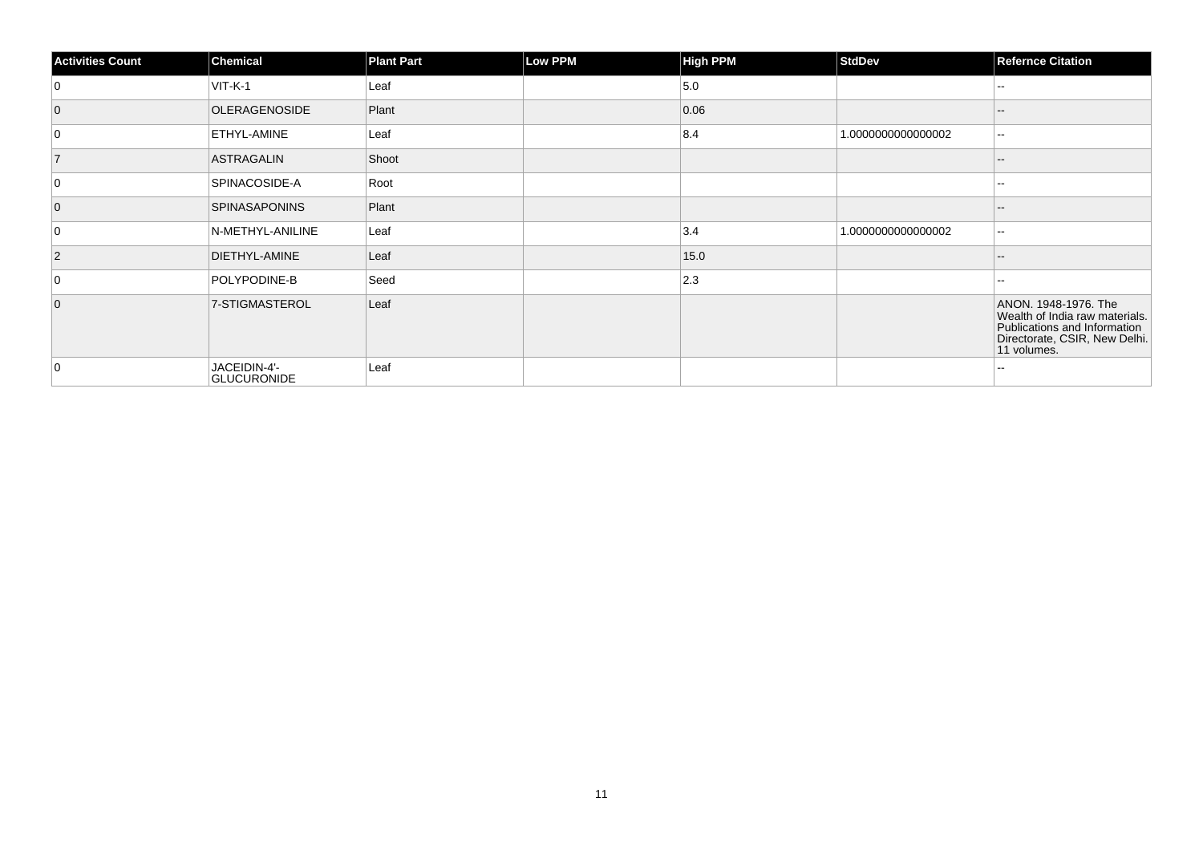| Activities Count | Chemical | Plant Part | Low PPM | High PPM | StdDev | Refernce Citation |
| --- | --- | --- | --- | --- | --- | --- |
| 0 | VIT-K-1 | Leaf | | 5.0 | | -- |
| 0 | OLERAGENOSIDE | Plant | | 0.06 | | -- |
| 0 | ETHYL-AMINE | Leaf | | 8.4 | 1.0000000000000002 | -- |
| 7 | ASTRAGALIN | Shoot | | | | -- |
| 0 | SPINACOSIDE-A | Root | | | | -- |
| 0 | SPINASAPONINS | Plant | | | | -- |
| 0 | N-METHYL-ANILINE | Leaf | | 3.4 | 1.0000000000000002 | -- |
| 2 | DIETHYL-AMINE | Leaf | | 15.0 | | -- |
| 0 | POLYPODINE-B | Seed | | 2.3 | | -- |
| 0 | 7-STIGMASTEROL | Leaf | | | | ANON. 1948-1976. The Wealth of India raw materials. Publications and Information Directorate, CSIR, New Delhi. 11 volumes. |
| 0 | JACEIDIN-4'-GLUCURONIDE | Leaf | | | | -- |